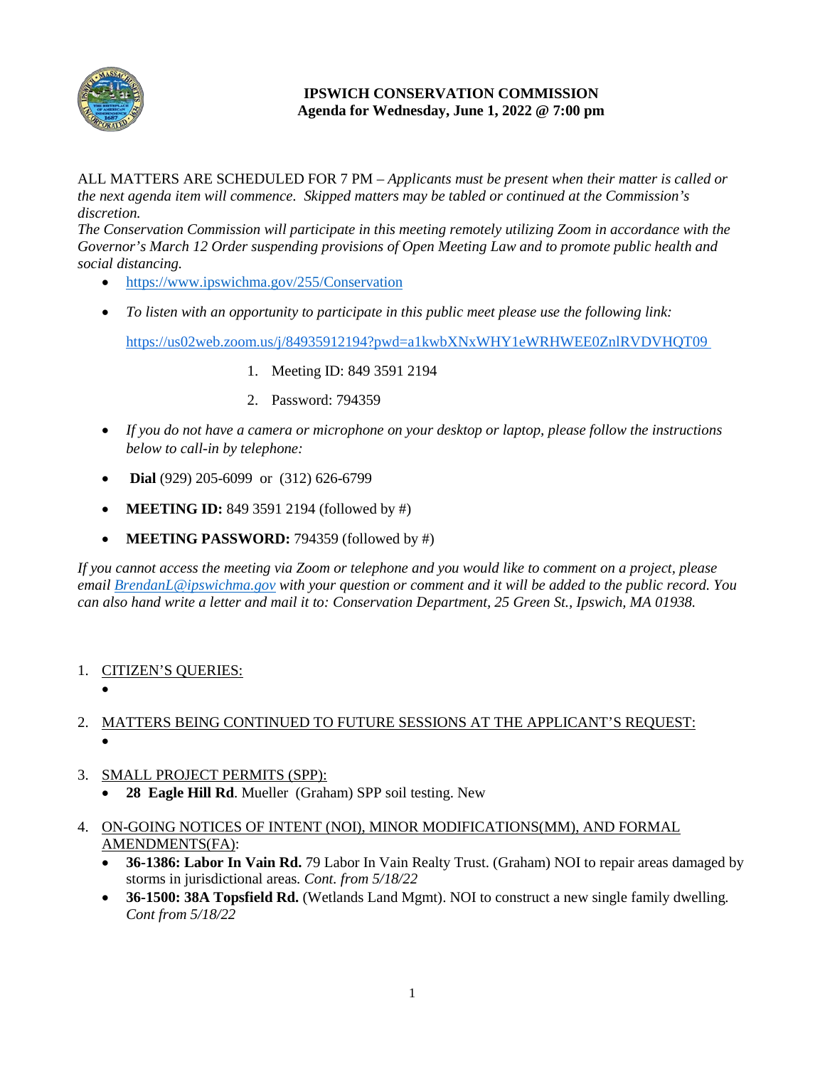# IPSWICH CONSERVATION COMMISSION
## Agenda for Wednesday, June 1, 2022 @ 7:00 pm

ALL MATTERS ARE SCHEDULED FOR 7 PM – *Applicants must be present when their matter is called or the next agenda item will commence. Skipped matters may be tabled or continued at the Commission's discretion.*

*The Conservation Commission will participate in this meeting remotely utilizing Zoom in accordance with the Governor's March 12 Order suspending provisions of Open Meeting Law and to promote public health and social distancing.*

- https://www.ipswichma.gov/255/Conservation
- *To listen with an opportunity to participate in this public meet please use the following link:*

  https://us02web.zoom.us/j/84935912194?pwd=a1kwbXNxWHY1eWRHWEE0ZnlRVDVHQT09

  1. Meeting ID: 849 3591 2194
  2. Password: 794359

- *If you do not have a camera or microphone on your desktop or laptop, please follow the instructions below to call-in by telephone:*
- **Dial** (929) 205-6099 or (312) 626-6799
- **MEETING ID:** 849 3591 2194 (followed by #)
- **MEETING PASSWORD:** 794359 (followed by #)

*If you cannot access the meeting via Zoom or telephone and you would like to comment on a project, please email BrendanL@ipswichma.gov with your question or comment and it will be added to the public record. You can also hand write a letter and mail it to: Conservation Department, 25 Green St., Ipswich, MA 01938.*

1. CITIZEN'S QUERIES:
   - 

2. MATTERS BEING CONTINUED TO FUTURE SESSIONS AT THE APPLICANT'S REQUEST:
   - 

3. SMALL PROJECT PERMITS (SPP):
   - **28 Eagle Hill Rd**. Mueller (Graham) SPP soil testing. New

4. ON-GOING NOTICES OF INTENT (NOI), MINOR MODIFICATIONS(MM), AND FORMAL AMENDMENTS(FA):
   - **36-1386: Labor In Vain Rd.** 79 Labor In Vain Realty Trust. (Graham) NOI to repair areas damaged by storms in jurisdictional areas. *Cont. from 5/18/22*
   - **36-1500: 38A Topsfield Rd.** (Wetlands Land Mgmt). NOI to construct a new single family dwelling. *Cont from 5/18/22*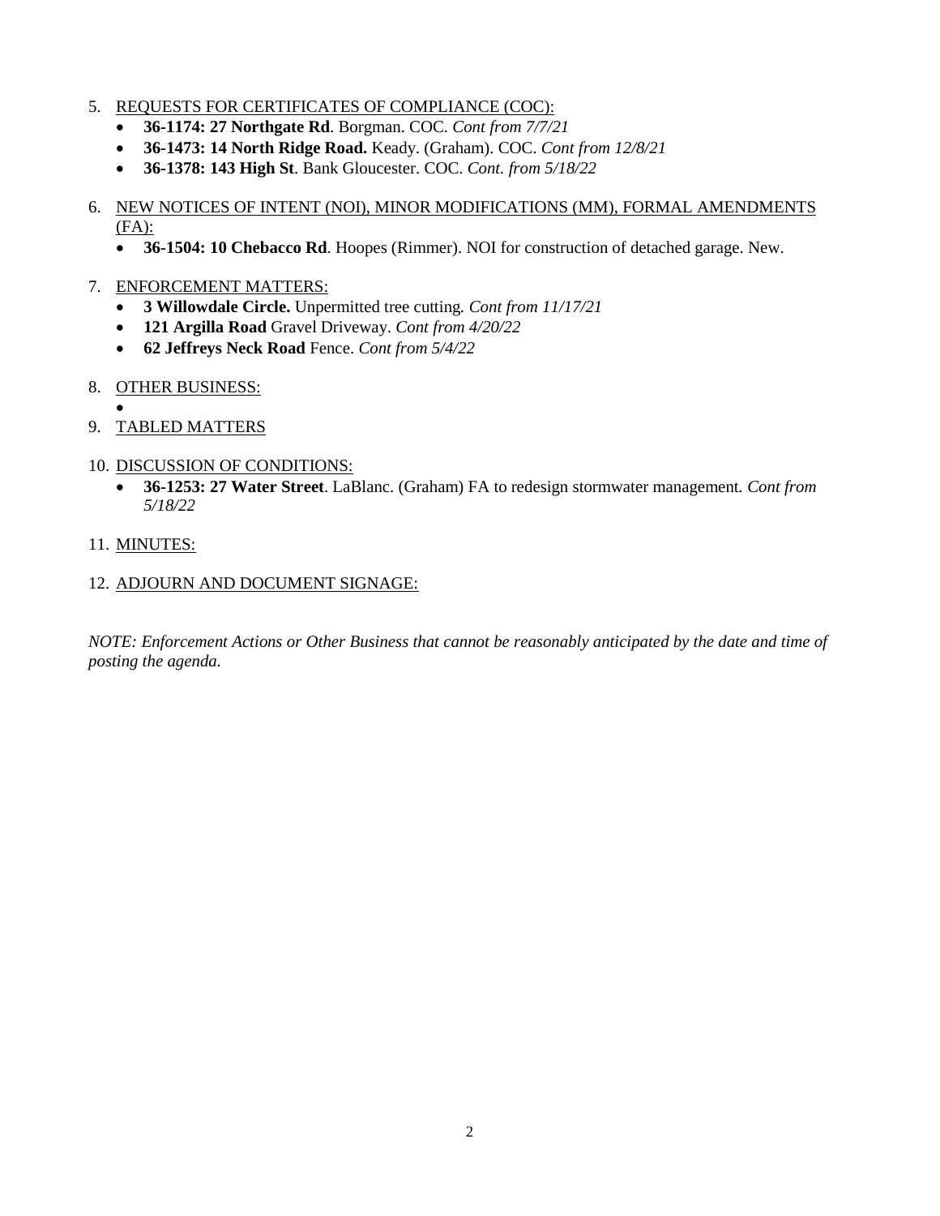5. REQUESTS FOR CERTIFICATES OF COMPLIANCE (COC):
   - **36-1174: 27 Northgate Rd**. Borgman. COC. *Cont from 7/7/21*
   - **36-1473: 14 North Ridge Road.** Keady. (Graham). COC. *Cont from 12/8/21*
   - **36-1378: 143 High St**. Bank Gloucester. COC. *Cont. from 5/18/22*

6. NEW NOTICES OF INTENT (NOI), MINOR MODIFICATIONS (MM), FORMAL AMENDMENTS (FA):
   - **36-1504: 10 Chebacco Rd**. Hoopes (Rimmer). NOI for construction of detached garage. New.

7. ENFORCEMENT MATTERS:
   - **3 Willowdale Circle.** Unpermitted tree cutting. *Cont from 11/17/21*
   - **121 Argilla Road** Gravel Driveway. *Cont from 4/20/22*
   - **62 Jeffreys Neck Road** Fence. *Cont from 5/4/22*

8. OTHER BUSINESS:
   -

9. TABLED MATTERS

10. DISCUSSION OF CONDITIONS:
    - **36-1253: 27 Water Street**. LaBlanc. (Graham) FA to redesign stormwater management. *Cont from 5/18/22*

11. MINUTES:

12. ADJOURN AND DOCUMENT SIGNAGE:

*NOTE: Enforcement Actions or Other Business that cannot be reasonably anticipated by the date and time of posting the agenda.*